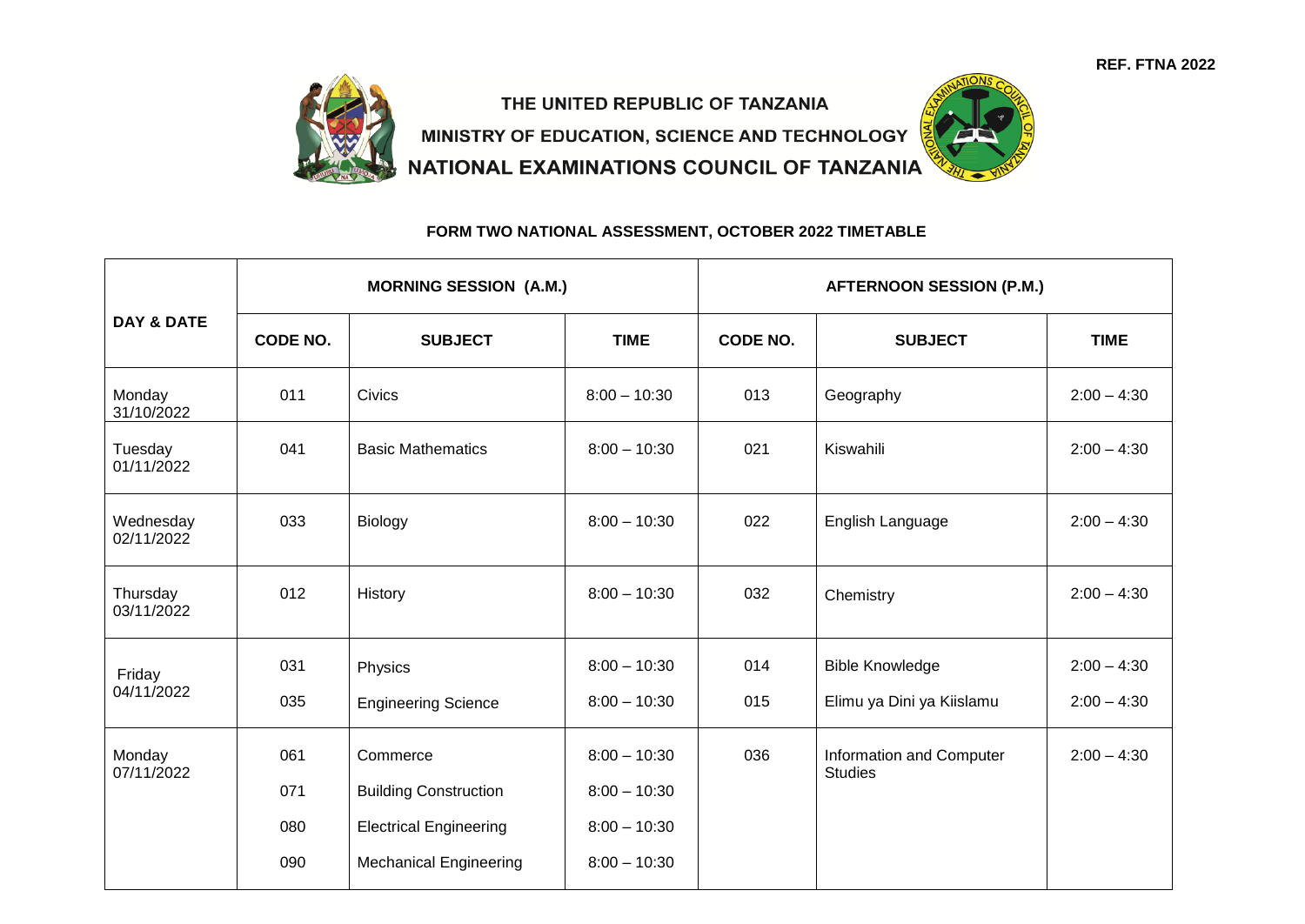REF. FTNA 2022

# THE UNITED REPUBLIC OF TANZANIA

## MINISTRY OF EDUCATION, SCIENCE AND TECHNOLOGY

## NATIONAL EXAMINATIONS COUNCIL OF TANZANIA

### FORM TWO NATIONAL ASSESSMENT, OCTOBER 2022 TIMETABLE

| DAY & DATE | MORNING SESSION (A.M.) | | | AFTERNOON SESSION (P.M.) | | |
|---|---|---|---|---|---|---|
| | CODE NO. | SUBJECT | TIME | CODE NO. | SUBJECT | TIME |
| Monday 31/10/2022 | 011 | Civics | 8:00 – 10:30 | 013 | Geography | 2:00 – 4:30 |
| Tuesday 01/11/2022 | 041 | Basic Mathematics | 8:00 – 10:30 | 021 | Kiswahili | 2:00 – 4:30 |
| Wednesday 02/11/2022 | 033 | Biology | 8:00 – 10:30 | 022 | English Language | 2:00 – 4:30 |
| Thursday 03/11/2022 | 012 | History | 8:00 – 10:30 | 032 | Chemistry | 2:00 – 4:30 |
| Friday 04/11/2022 | 031 | Physics | 8:00 – 10:30 | 014 | Bible Knowledge | 2:00 – 4:30 |
| | 035 | Engineering Science | 8:00 – 10:30 | 015 | Elimu ya Dini ya Kiislamu | 2:00 – 4:30 |
| Monday 07/11/2022 | 061 | Commerce | 8:00 – 10:30 | 036 | Information and Computer Studies | 2:00 – 4:30 |
| | 071 | Building Construction | 8:00 – 10:30 | | | |
| | 080 | Electrical Engineering | 8:00 – 10:30 | | | |
| | 090 | Mechanical Engineering | 8:00 – 10:30 | | | |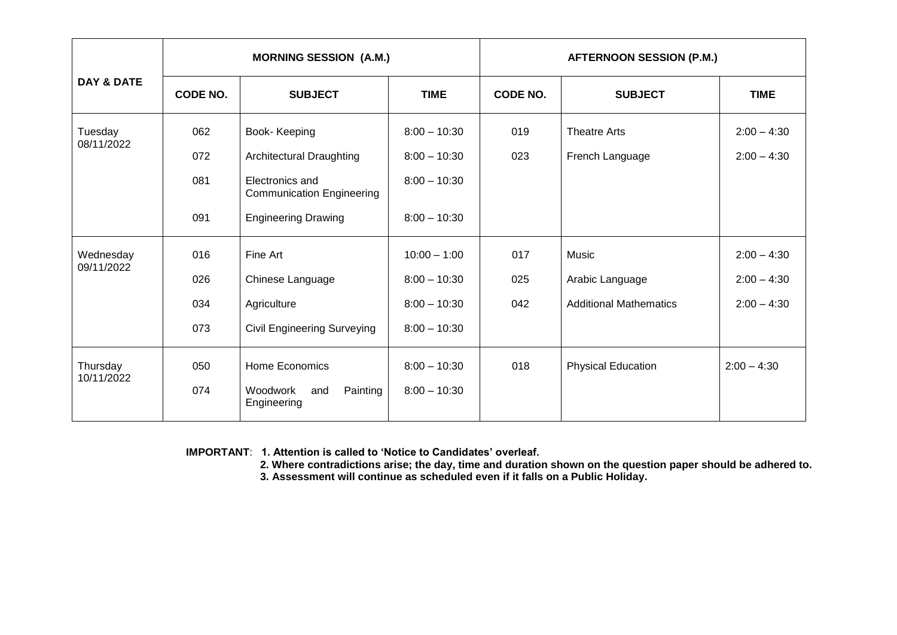| DAY & DATE | MORNING SESSION (A.M.) | | | AFTERNOON SESSION (P.M.) | | |
|---|---|---|---|---|---|---|
| | CODE NO. | SUBJECT | TIME | CODE NO. | SUBJECT | TIME |
| Tuesday 08/11/2022 | 062 | Book- Keeping | 8:00 – 10:30 | 019 | Theatre Arts | 2:00 – 4:30 |
| | 072 | Architectural Draughting | 8:00 – 10:30 | 023 | French Language | 2:00 – 4:30 |
| | 081 | Electronics and Communication Engineering | 8:00 – 10:30 | | | |
| | 091 | Engineering Drawing | 8:00 – 10:30 | | | |
| Wednesday 09/11/2022 | 016 | Fine Art | 10:00 – 1:00 | 017 | Music | 2:00 – 4:30 |
| | 026 | Chinese Language | 8:00 – 10:30 | 025 | Arabic Language | 2:00 – 4:30 |
| | 034 | Agriculture | 8:00 – 10:30 | 042 | Additional Mathematics | 2:00 – 4:30 |
| | 073 | Civil Engineering Surveying | 8:00 – 10:30 | | | |
| Thursday 10/11/2022 | 050 | Home Economics | 8:00 – 10:30 | 018 | Physical Education | 2:00 – 4:30 |
| | 074 | Woodwork and Painting Engineering | 8:00 – 10:30 | | | |

**IMPORTANT**: **1. Attention is called to 'Notice to Candidates' overleaf.**

**2. Where contradictions arise; the day, time and duration shown on the question paper should be adhered to.**

**3. Assessment will continue as scheduled even if it falls on a Public Holiday.**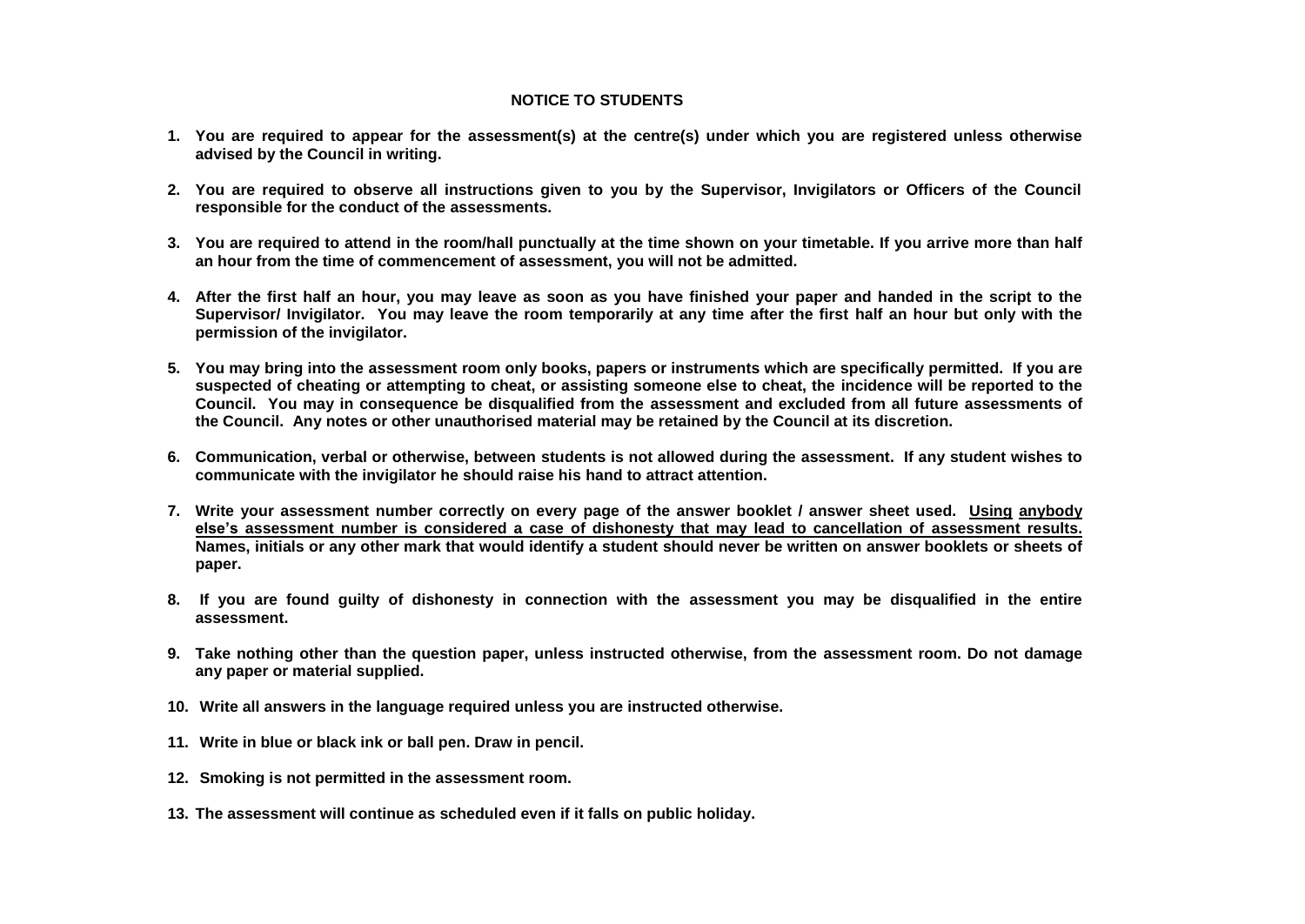# NOTICE TO STUDENTS

1. **You are required to appear for the assessment(s) at the centre(s) under which you are registered unless otherwise advised by the Council in writing.**

2. **You are required to observe all instructions given to you by the Supervisor, Invigilators or Officers of the Council responsible for the conduct of the assessments.**

3. **You are required to attend in the room/hall punctually at the time shown on your timetable. If you arrive more than half an hour from the time of commencement of assessment, you will not be admitted.**

4. **After the first half an hour, you may leave as soon as you have finished your paper and handed in the script to the Supervisor/ Invigilator. You may leave the room temporarily at any time after the first half an hour but only with the permission of the invigilator.**

5. **You may bring into the assessment room only books, papers or instruments which are specifically permitted. If you are suspected of cheating or attempting to cheat, or assisting someone else to cheat, the incidence will be reported to the Council. You may in consequence be disqualified from the assessment and excluded from all future assessments of the Council. Any notes or other unauthorised material may be retained by the Council at its discretion.**

6. **Communication, verbal or otherwise, between students is not allowed during the assessment. If any student wishes to communicate with the invigilator he should raise his hand to attract attention.**

7. **Write your assessment number correctly on every page of the answer booklet / answer sheet used. <u>Using anybody else's assessment number is considered a case of dishonesty that may lead to cancellation of assessment results.</u> Names, initials or any other mark that would identify a student should never be written on answer booklets or sheets of paper.**

8. **If you are found guilty of dishonesty in connection with the assessment you may be disqualified in the entire assessment.**

9. **Take nothing other than the question paper, unless instructed otherwise, from the assessment room. Do not damage any paper or material supplied.**

10. **Write all answers in the language required unless you are instructed otherwise.**

11. **Write in blue or black ink or ball pen. Draw in pencil.**

12. **Smoking is not permitted in the assessment room.**

13. **The assessment will continue as scheduled even if it falls on public holiday.**